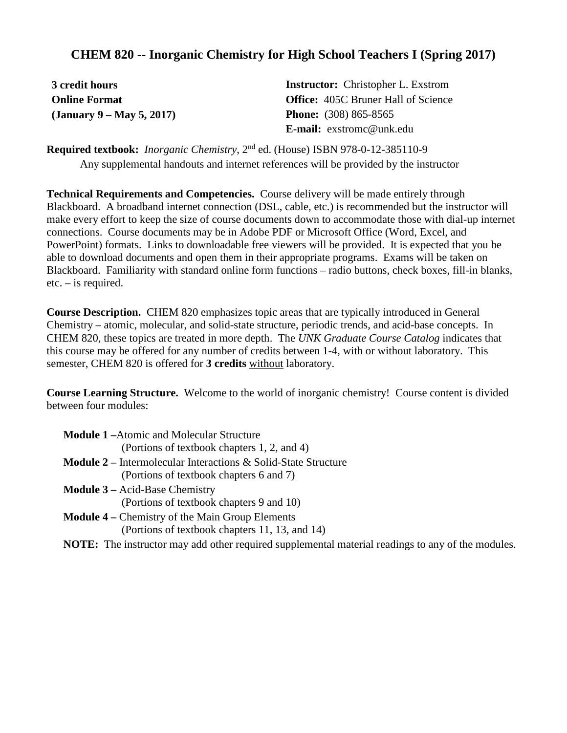# CHEM 820 -- Inorganic Chemistry for High School Teachers I (Spring 2017)

**3 credit hours**
**Online Format**
**(January 9 – May 5, 2017)**

**Instructor:** Christopher L. Exstrom
**Office:** 405C Bruner Hall of Science
**Phone:** (308) 865-8565
**E-mail:** exstromc@unk.edu

**Required textbook:** *Inorganic Chemistry*, 2nd ed. (House) ISBN 978-0-12-385110-9
Any supplemental handouts and internet references will be provided by the instructor

**Technical Requirements and Competencies.** Course delivery will be made entirely through Blackboard. A broadband internet connection (DSL, cable, etc.) is recommended but the instructor will make every effort to keep the size of course documents down to accommodate those with dial-up internet connections. Course documents may be in Adobe PDF or Microsoft Office (Word, Excel, and PowerPoint) formats. Links to downloadable free viewers will be provided. It is expected that you be able to download documents and open them in their appropriate programs. Exams will be taken on Blackboard. Familiarity with standard online form functions – radio buttons, check boxes, fill-in blanks, etc. – is required.

**Course Description.** CHEM 820 emphasizes topic areas that are typically introduced in General Chemistry – atomic, molecular, and solid-state structure, periodic trends, and acid-base concepts. In CHEM 820, these topics are treated in more depth. The *UNK Graduate Course Catalog* indicates that this course may be offered for any number of credits between 1-4, with or without laboratory. This semester, CHEM 820 is offered for **3 credits** without laboratory.

**Course Learning Structure.** Welcome to the world of inorganic chemistry! Course content is divided between four modules:

- **Module 1 –**Atomic and Molecular Structure
  (Portions of textbook chapters 1, 2, and 4)
- **Module 2 –** Intermolecular Interactions & Solid-State Structure
  (Portions of textbook chapters 6 and 7)
- **Module 3 –** Acid-Base Chemistry
  (Portions of textbook chapters 9 and 10)
- **Module 4 –** Chemistry of the Main Group Elements
  (Portions of textbook chapters 11, 13, and 14)

**NOTE:** The instructor may add other required supplemental material readings to any of the modules.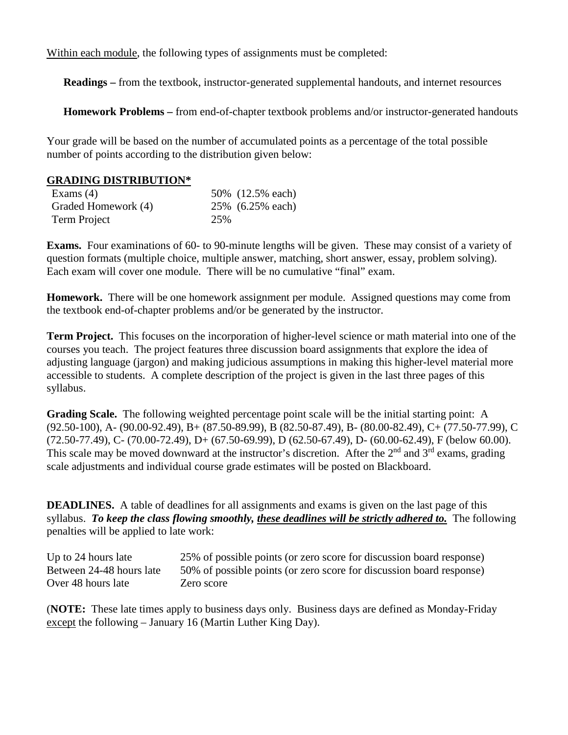<u>Within each module</u>, the following types of assignments must be completed:

**Readings –** from the textbook, instructor-generated supplemental handouts, and internet resources

**Homework Problems –** from end-of-chapter textbook problems and/or instructor-generated handouts

Your grade will be based on the number of accumulated points as a percentage of the total possible number of points according to the distribution given below:

**<u>GRADING DISTRIBUTION*</u>**

| | |
|---|---|
| Exams (4) | 50% (12.5% each) |
| Graded Homework (4) | 25% (6.25% each) |
| Term Project | 25% |

**Exams.** Four examinations of 60- to 90-minute lengths will be given. These may consist of a variety of question formats (multiple choice, multiple answer, matching, short answer, essay, problem solving). Each exam will cover one module. There will be no cumulative "final" exam.

**Homework.** There will be one homework assignment per module. Assigned questions may come from the textbook end-of-chapter problems and/or be generated by the instructor.

**Term Project.** This focuses on the incorporation of higher-level science or math material into one of the courses you teach. The project features three discussion board assignments that explore the idea of adjusting language (jargon) and making judicious assumptions in making this higher-level material more accessible to students. A complete description of the project is given in the last three pages of this syllabus.

**Grading Scale.** The following weighted percentage point scale will be the initial starting point: A (92.50-100), A- (90.00-92.49), B+ (87.50-89.99), B (82.50-87.49), B- (80.00-82.49), C+ (77.50-77.99), C (72.50-77.49), C- (70.00-72.49), D+ (67.50-69.99), D (62.50-67.49), D- (60.00-62.49), F (below 60.00). This scale may be moved downward at the instructor's discretion. After the 2nd and 3rd exams, grading scale adjustments and individual course grade estimates will be posted on Blackboard.

**DEADLINES.** A table of deadlines for all assignments and exams is given on the last page of this syllabus. ***To keep the class flowing smoothly, <u>these deadlines will be strictly adhered to.</u>*** The following penalties will be applied to late work:

| | |
|---|---|
| Up to 24 hours late | 25% of possible points (or zero score for discussion board response) |
| Between 24-48 hours late | 50% of possible points (or zero score for discussion board response) |
| Over 48 hours late | Zero score |

(**NOTE:** These late times apply to business days only. Business days are defined as Monday-Friday <u>except</u> the following – January 16 (Martin Luther King Day).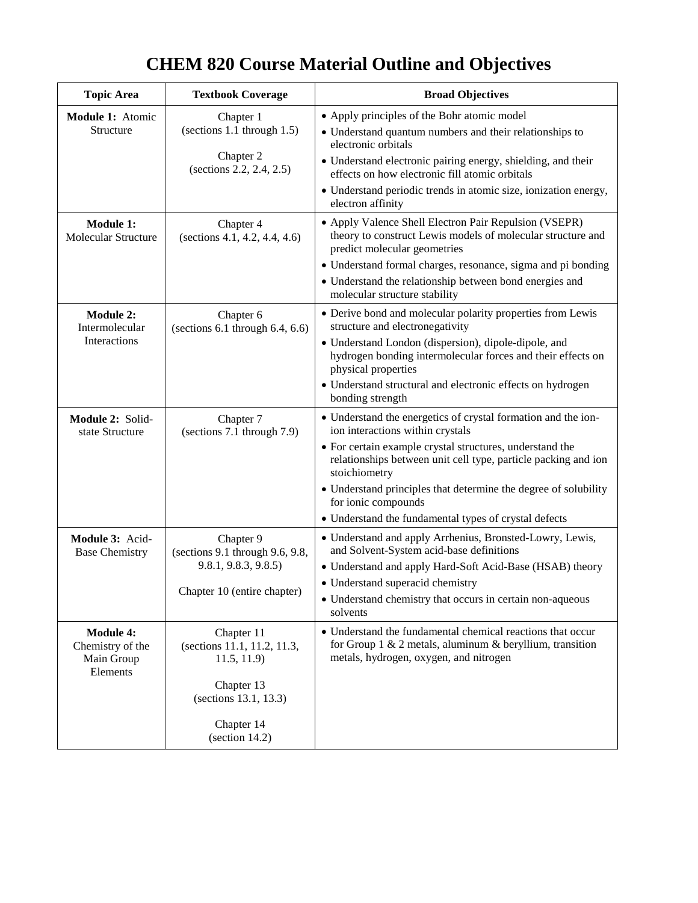# CHEM 820 Course Material Outline and Objectives

| Topic Area | Textbook Coverage | Broad Objectives |
|---|---|---|
| **Module 1:** Atomic Structure | Chapter 1 (sections 1.1 through 1.5)<br><br>Chapter 2 (sections 2.2, 2.4, 2.5) | • Apply principles of the Bohr atomic model<br>• Understand quantum numbers and their relationships to electronic orbitals<br>• Understand electronic pairing energy, shielding, and their effects on how electronic fill atomic orbitals<br>• Understand periodic trends in atomic size, ionization energy, electron affinity |
| **Module 1:** Molecular Structure | Chapter 4 (sections 4.1, 4.2, 4.4, 4.6) | • Apply Valence Shell Electron Pair Repulsion (VSEPR) theory to construct Lewis models of molecular structure and predict molecular geometries<br>• Understand formal charges, resonance, sigma and pi bonding<br>• Understand the relationship between bond energies and molecular structure stability |
| **Module 2:** Intermolecular Interactions | Chapter 6 (sections 6.1 through 6.4, 6.6) | • Derive bond and molecular polarity properties from Lewis structure and electronegativity<br>• Understand London (dispersion), dipole-dipole, and hydrogen bonding intermolecular forces and their effects on physical properties<br>• Understand structural and electronic effects on hydrogen bonding strength |
| **Module 2:** Solid-state Structure | Chapter 7 (sections 7.1 through 7.9) | • Understand the energetics of crystal formation and the ion-ion interactions within crystals<br>• For certain example crystal structures, understand the relationships between unit cell type, particle packing and ion stoichiometry<br>• Understand principles that determine the degree of solubility for ionic compounds<br>• Understand the fundamental types of crystal defects |
| **Module 3:** Acid-Base Chemistry | Chapter 9 (sections 9.1 through 9.6, 9.8, 9.8.1, 9.8.3, 9.8.5)<br><br>Chapter 10 (entire chapter) | • Understand and apply Arrhenius, Bronsted-Lowry, Lewis, and Solvent-System acid-base definitions<br>• Understand and apply Hard-Soft Acid-Base (HSAB) theory<br>• Understand superacid chemistry<br>• Understand chemistry that occurs in certain non-aqueous solvents |
| **Module 4:** Chemistry of the Main Group Elements | Chapter 11 (sections 11.1, 11.2, 11.3, 11.5, 11.9)<br><br>Chapter 13 (sections 13.1, 13.3)<br><br>Chapter 14 (section 14.2) | • Understand the fundamental chemical reactions that occur for Group 1 & 2 metals, aluminum & beryllium, transition metals, hydrogen, oxygen, and nitrogen |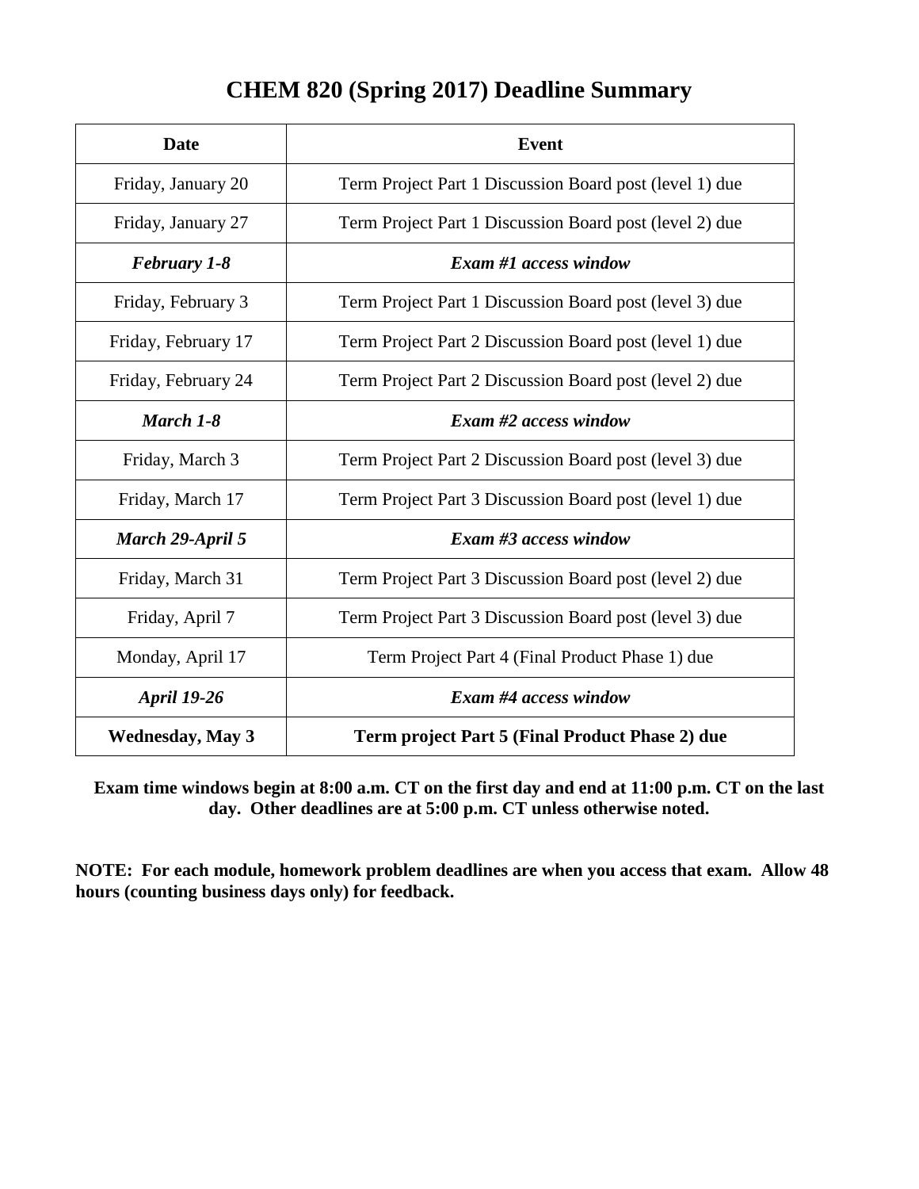# CHEM 820 (Spring 2017) Deadline Summary

| Date | Event |
|---|---|
| Friday, January 20 | Term Project Part 1 Discussion Board post (level 1) due |
| Friday, January 27 | Term Project Part 1 Discussion Board post (level 2) due |
| ***February 1-8*** | ***Exam #1 access window*** |
| Friday, February 3 | Term Project Part 1 Discussion Board post (level 3) due |
| Friday, February 17 | Term Project Part 2 Discussion Board post (level 1) due |
| Friday, February 24 | Term Project Part 2 Discussion Board post (level 2) due |
| ***March 1-8*** | ***Exam #2 access window*** |
| Friday, March 3 | Term Project Part 2 Discussion Board post (level 3) due |
| Friday, March 17 | Term Project Part 3 Discussion Board post (level 1) due |
| ***March 29-April 5*** | ***Exam #3 access window*** |
| Friday, March 31 | Term Project Part 3 Discussion Board post (level 2) due |
| Friday, April 7 | Term Project Part 3 Discussion Board post (level 3) due |
| Monday, April 17 | Term Project Part 4 (Final Product Phase 1) due |
| ***April 19-26*** | ***Exam #4 access window*** |
| **Wednesday, May 3** | **Term project Part 5 (Final Product Phase 2) due** |

**Exam time windows begin at 8:00 a.m. CT on the first day and end at 11:00 p.m. CT on the last day. Other deadlines are at 5:00 p.m. CT unless otherwise noted.**

**NOTE: For each module, homework problem deadlines are when you access that exam. Allow 48 hours (counting business days only) for feedback.**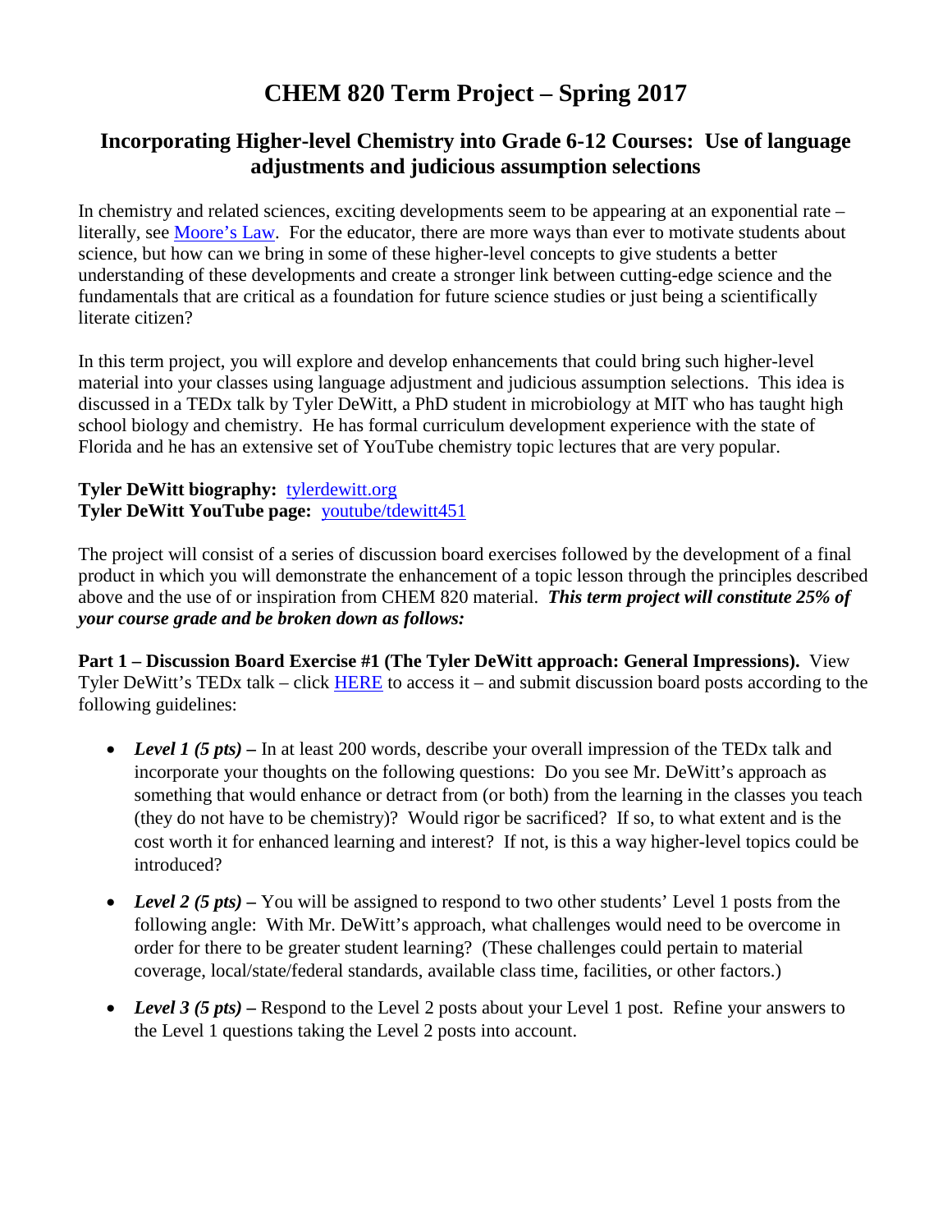# CHEM 820 Term Project – Spring 2017

## Incorporating Higher-level Chemistry into Grade 6-12 Courses: Use of language adjustments and judicious assumption selections

In chemistry and related sciences, exciting developments seem to be appearing at an exponential rate – literally, see Moore's Law. For the educator, there are more ways than ever to motivate students about science, but how can we bring in some of these higher-level concepts to give students a better understanding of these developments and create a stronger link between cutting-edge science and the fundamentals that are critical as a foundation for future science studies or just being a scientifically literate citizen?

In this term project, you will explore and develop enhancements that could bring such higher-level material into your classes using language adjustment and judicious assumption selections. This idea is discussed in a TEDx talk by Tyler DeWitt, a PhD student in microbiology at MIT who has taught high school biology and chemistry. He has formal curriculum development experience with the state of Florida and he has an extensive set of YouTube chemistry topic lectures that are very popular.

**Tyler DeWitt biography:** tylerdewitt.org
**Tyler DeWitt YouTube page:** youtube/tdewitt451

The project will consist of a series of discussion board exercises followed by the development of a final product in which you will demonstrate the enhancement of a topic lesson through the principles described above and the use of or inspiration from CHEM 820 material. ***This term project will constitute 25% of your course grade and be broken down as follows:***

**Part 1 – Discussion Board Exercise #1 (The Tyler DeWitt approach: General Impressions).** View Tyler DeWitt's TEDx talk – click HERE to access it – and submit discussion board posts according to the following guidelines:

- ***Level 1 (5 pts) –*** In at least 200 words, describe your overall impression of the TEDx talk and incorporate your thoughts on the following questions: Do you see Mr. DeWitt's approach as something that would enhance or detract from (or both) from the learning in the classes you teach (they do not have to be chemistry)? Would rigor be sacrificed? If so, to what extent and is the cost worth it for enhanced learning and interest? If not, is this a way higher-level topics could be introduced?
- ***Level 2 (5 pts) –*** You will be assigned to respond to two other students' Level 1 posts from the following angle: With Mr. DeWitt's approach, what challenges would need to be overcome in order for there to be greater student learning? (These challenges could pertain to material coverage, local/state/federal standards, available class time, facilities, or other factors.)
- ***Level 3 (5 pts) –*** Respond to the Level 2 posts about your Level 1 post. Refine your answers to the Level 1 questions taking the Level 2 posts into account.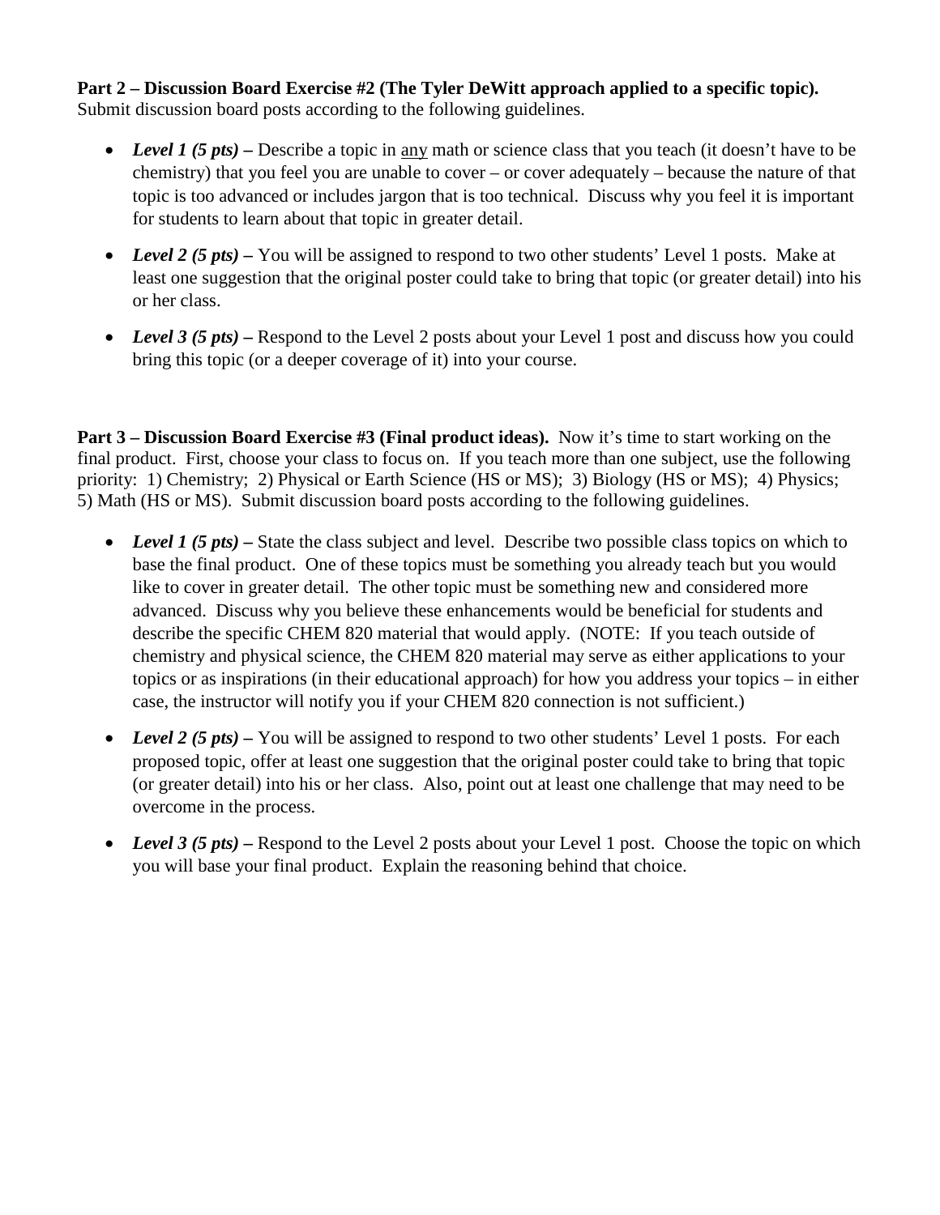**Part 2 – Discussion Board Exercise #2 (The Tyler DeWitt approach applied to a specific topic).** Submit discussion board posts according to the following guidelines.

- ***Level 1 (5 pts) –*** Describe a topic in <u>any</u> math or science class that you teach (it doesn't have to be chemistry) that you feel you are unable to cover – or cover adequately – because the nature of that topic is too advanced or includes jargon that is too technical. Discuss why you feel it is important for students to learn about that topic in greater detail.
- ***Level 2 (5 pts) –*** You will be assigned to respond to two other students' Level 1 posts. Make at least one suggestion that the original poster could take to bring that topic (or greater detail) into his or her class.
- ***Level 3 (5 pts) –*** Respond to the Level 2 posts about your Level 1 post and discuss how you could bring this topic (or a deeper coverage of it) into your course.

**Part 3 – Discussion Board Exercise #3 (Final product ideas).** Now it's time to start working on the final product. First, choose your class to focus on. If you teach more than one subject, use the following priority: 1) Chemistry; 2) Physical or Earth Science (HS or MS); 3) Biology (HS or MS); 4) Physics; 5) Math (HS or MS). Submit discussion board posts according to the following guidelines.

- ***Level 1 (5 pts) –*** State the class subject and level. Describe two possible class topics on which to base the final product. One of these topics must be something you already teach but you would like to cover in greater detail. The other topic must be something new and considered more advanced. Discuss why you believe these enhancements would be beneficial for students and describe the specific CHEM 820 material that would apply. (NOTE: If you teach outside of chemistry and physical science, the CHEM 820 material may serve as either applications to your topics or as inspirations (in their educational approach) for how you address your topics – in either case, the instructor will notify you if your CHEM 820 connection is not sufficient.)
- ***Level 2 (5 pts) –*** You will be assigned to respond to two other students' Level 1 posts. For each proposed topic, offer at least one suggestion that the original poster could take to bring that topic (or greater detail) into his or her class. Also, point out at least one challenge that may need to be overcome in the process.
- ***Level 3 (5 pts) –*** Respond to the Level 2 posts about your Level 1 post. Choose the topic on which you will base your final product. Explain the reasoning behind that choice.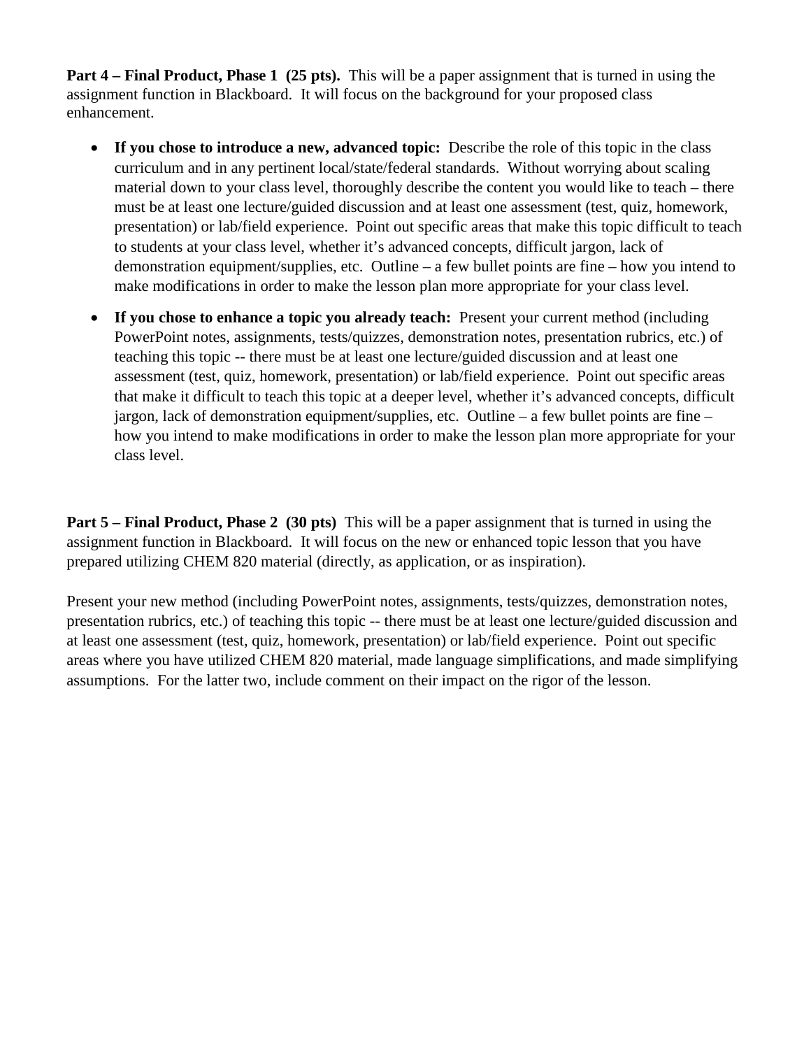**Part 4 – Final Product, Phase 1 (25 pts).** This will be a paper assignment that is turned in using the assignment function in Blackboard. It will focus on the background for your proposed class enhancement.

- **If you chose to introduce a new, advanced topic:** Describe the role of this topic in the class curriculum and in any pertinent local/state/federal standards. Without worrying about scaling material down to your class level, thoroughly describe the content you would like to teach – there must be at least one lecture/guided discussion and at least one assessment (test, quiz, homework, presentation) or lab/field experience. Point out specific areas that make this topic difficult to teach to students at your class level, whether it's advanced concepts, difficult jargon, lack of demonstration equipment/supplies, etc. Outline – a few bullet points are fine – how you intend to make modifications in order to make the lesson plan more appropriate for your class level.
- **If you chose to enhance a topic you already teach:** Present your current method (including PowerPoint notes, assignments, tests/quizzes, demonstration notes, presentation rubrics, etc.) of teaching this topic -- there must be at least one lecture/guided discussion and at least one assessment (test, quiz, homework, presentation) or lab/field experience. Point out specific areas that make it difficult to teach this topic at a deeper level, whether it's advanced concepts, difficult jargon, lack of demonstration equipment/supplies, etc. Outline – a few bullet points are fine – how you intend to make modifications in order to make the lesson plan more appropriate for your class level.

**Part 5 – Final Product, Phase 2 (30 pts)** This will be a paper assignment that is turned in using the assignment function in Blackboard. It will focus on the new or enhanced topic lesson that you have prepared utilizing CHEM 820 material (directly, as application, or as inspiration).

Present your new method (including PowerPoint notes, assignments, tests/quizzes, demonstration notes, presentation rubrics, etc.) of teaching this topic -- there must be at least one lecture/guided discussion and at least one assessment (test, quiz, homework, presentation) or lab/field experience. Point out specific areas where you have utilized CHEM 820 material, made language simplifications, and made simplifying assumptions. For the latter two, include comment on their impact on the rigor of the lesson.